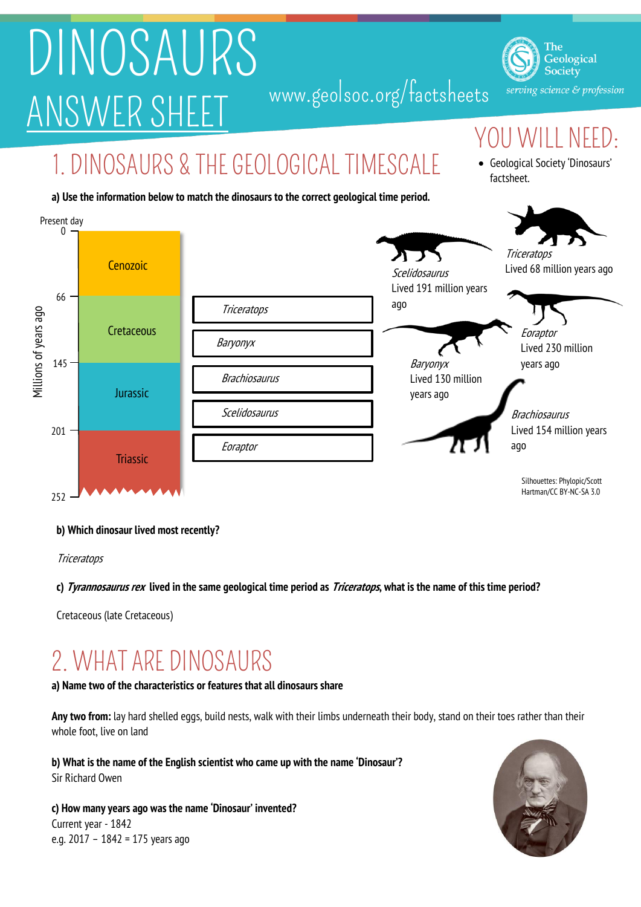# DINOSAURS ANSWER SHEET

www.geolsoc.org/factsheets

The Geological Society — serving science & profession

## YOU WILL NEED:

- Geological Society 'Dinosaurs' factsheet.

## 1. DINOSAURS & THE GEOLOGICAL TIMESCALE

**a) Use the information below to match the dinosaurs to the correct geological time period.**

Present day

| Millions of years ago | Period |
|---|---|
| 0 – 66 | Cenozoic |
| 66 – 145 | Cretaceous |
| 145 – 201 | Jurassic |
| 201 – 252 | Triassic |

- *Triceratops*
- *Baryonyx*
- *Brachiosaurus*
- *Scelidosaurus*
- *Eoraptor*

*Scelidosaurus* Lived 191 million years ago

*Triceratops* Lived 68 million years ago

*Eoraptor* Lived 230 million years ago

*Baryonyx* Lived 130 million years ago

*Brachiosaurus* Lived 154 million years ago

Silhouettes: Phylopic/Scott Hartman/CC BY-NC-SA 3.0

**b) Which dinosaur lived most recently?**

*Triceratops*

**c) *Tyrannosaurus rex* lived in the same geological time period as *Triceratops*, what is the name of this time period?**

Cretaceous (late Cretaceous)

## 2. WHAT ARE DINOSAURS

**a) Name two of the characteristics or features that all dinosaurs share**

**Any two from:** lay hard shelled eggs, build nests, walk with their limbs underneath their body, stand on their toes rather than their whole foot, live on land

**b) What is the name of the English scientist who came up with the name 'Dinosaur'?**
Sir Richard Owen

**c) How many years ago was the name 'Dinosaur' invented?**
Current year - 1842
e.g. 2017 – 1842 = 175 years ago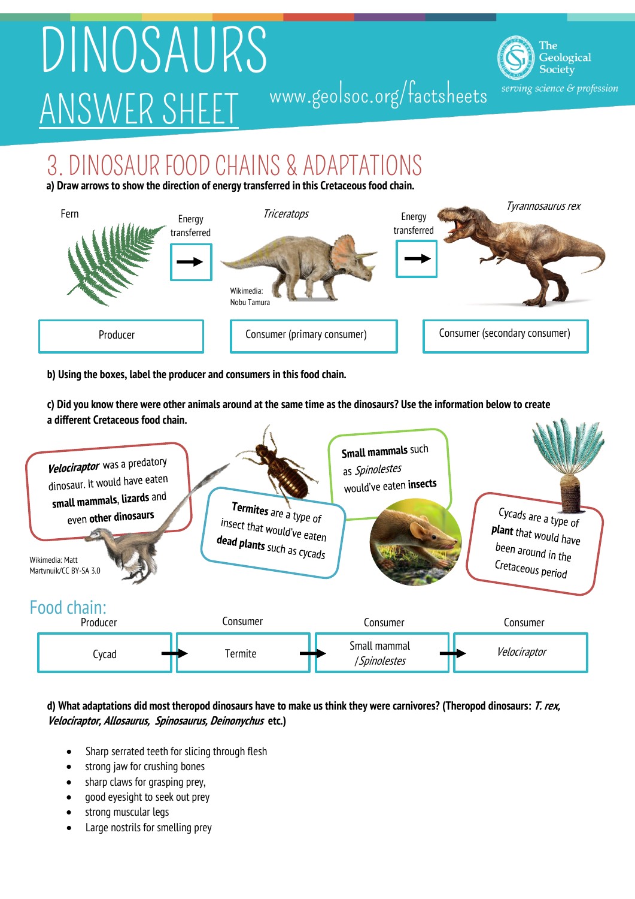# DINOSAURS

# ANSWER SHEET

www.geolsoc.org/factsheets

The Geological Society
*serving science & profession*

## 3. DINOSAUR FOOD CHAINS & ADAPTATIONS

**a) Draw arrows to show the direction of energy transferred in this Cretaceous food chain.**

Fern → Energy transferred → *Triceratops* → Energy transferred → *Tyrannosaurus rex*

Wikimedia: Nobu Tamura

| Fern | *Triceratops* | *Tyrannosaurus rex* |
| --- | --- | --- |
| Producer | Consumer (primary consumer) | Consumer (secondary consumer) |

**b) Using the boxes, label the producer and consumers in this food chain.**

**c) Did you know there were other animals around at the same time as the dinosaurs? Use the information below to create a different Cretaceous food chain.**

***Velociraptor*** was a predatory dinosaur. It would have eaten **small mammals**, **lizards** and even **other dinosaurs**

Wikimedia: Matt Martyniuk/CC BY-SA 3.0

**Termites** are a type of insect that would've eaten **dead plants** such as cycads

**Small mammals** such as *Spinolestes* would've eaten **insects**

Cycads are a type of **plant** that would have been around in the Cretaceous period

### Food chain:

| Producer | Consumer | Consumer | Consumer |
| --- | --- | --- | --- |
| Cycad → | Termite → | Small mammal /*Spinolestes* → | *Velociraptor* |

**d) What adaptations did most theropod dinosaurs have to make us think they were carnivores? (Theropod dinosaurs: *T. rex, Velociraptor, Allosaurus, Spinosaurus, Deinonychus* etc.)**

- Sharp serrated teeth for slicing through flesh
- strong jaw for crushing bones
- sharp claws for grasping prey,
- good eyesight to seek out prey
- strong muscular legs
- Large nostrils for smelling prey